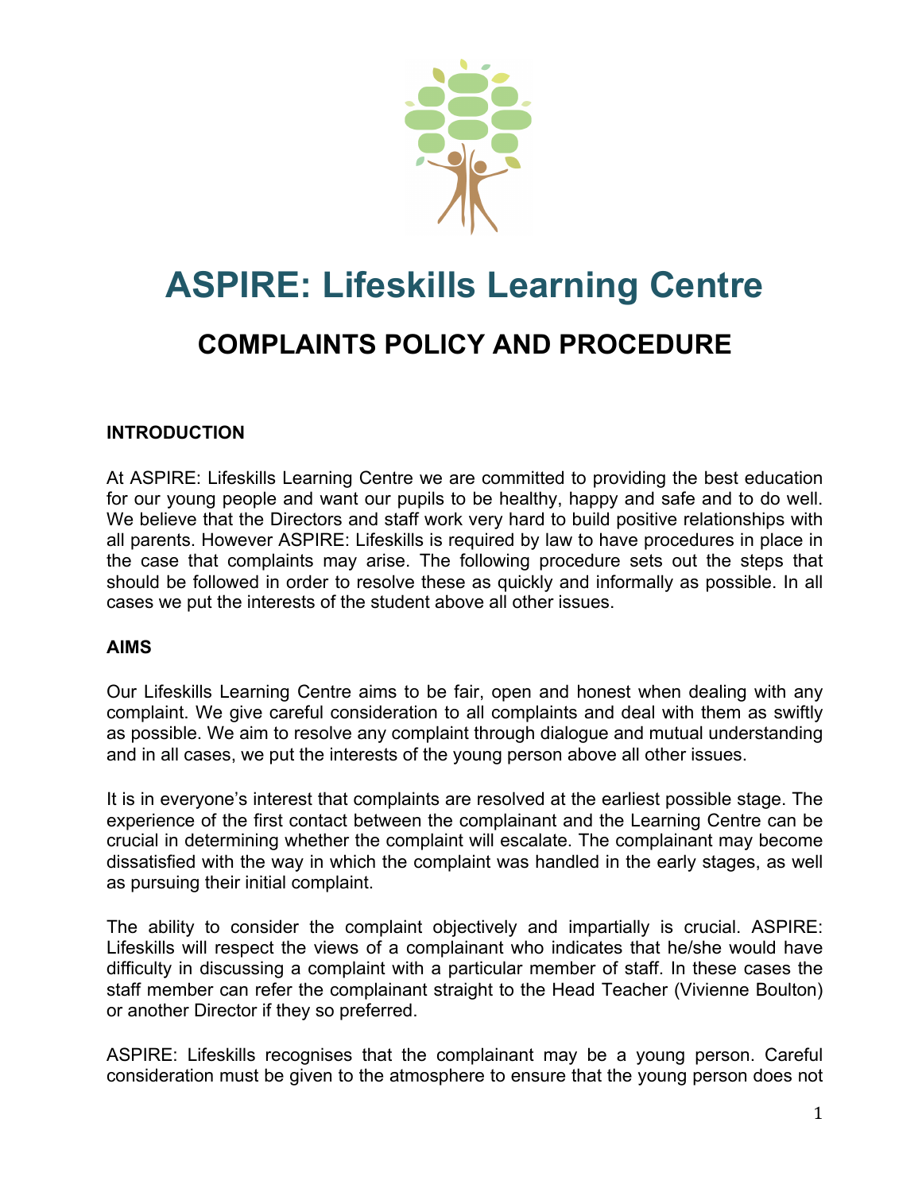# ASPIRE: Lifeskills Learning Centre

## COMPLAINTS POLICY AND PROCEDURE

**INTRODUCTION**

At ASPIRE: Lifeskills Learning Centre we are committed to providing the best education for our young people and want our pupils to be healthy, happy and safe and to do well. We believe that the Directors and staff work very hard to build positive relationships with all parents. However ASPIRE: Lifeskills is required by law to have procedures in place in the case that complaints may arise. The following procedure sets out the steps that should be followed in order to resolve these as quickly and informally as possible. In all cases we put the interests of the student above all other issues.

**AIMS**

Our Lifeskills Learning Centre aims to be fair, open and honest when dealing with any complaint. We give careful consideration to all complaints and deal with them as swiftly as possible. We aim to resolve any complaint through dialogue and mutual understanding and in all cases, we put the interests of the young person above all other issues.

It is in everyone's interest that complaints are resolved at the earliest possible stage. The experience of the first contact between the complainant and the Learning Centre can be crucial in determining whether the complaint will escalate. The complainant may become dissatisfied with the way in which the complaint was handled in the early stages, as well as pursuing their initial complaint.

The ability to consider the complaint objectively and impartially is crucial. ASPIRE: Lifeskills will respect the views of a complainant who indicates that he/she would have difficulty in discussing a complaint with a particular member of staff. In these cases the staff member can refer the complainant straight to the Head Teacher (Vivienne Boulton) or another Director if they so preferred.

ASPIRE: Lifeskills recognises that the complainant may be a young person. Careful consideration must be given to the atmosphere to ensure that the young person does not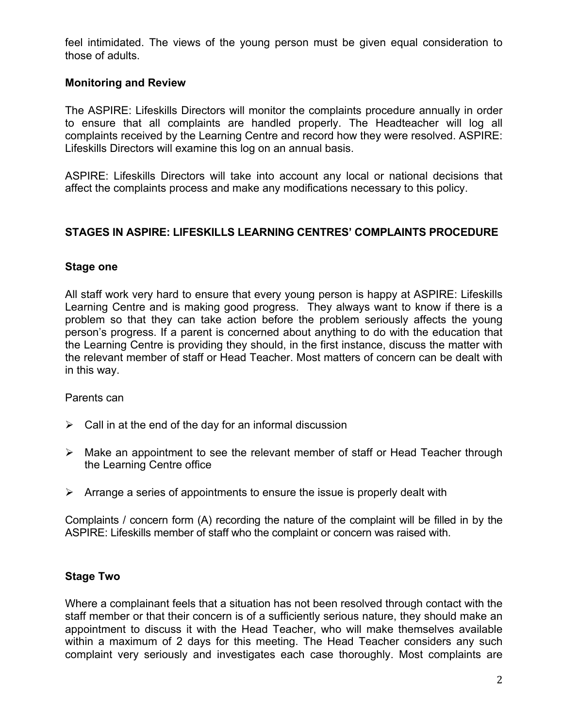feel intimidated. The views of the young person must be given equal consideration to those of adults.

**Monitoring and Review**

The ASPIRE: Lifeskills Directors will monitor the complaints procedure annually in order to ensure that all complaints are handled properly. The Headteacher will log all complaints received by the Learning Centre and record how they were resolved. ASPIRE: Lifeskills Directors will examine this log on an annual basis.

ASPIRE: Lifeskills Directors will take into account any local or national decisions that affect the complaints process and make any modifications necessary to this policy.

**STAGES IN ASPIRE: LIFESKILLS LEARNING CENTRES' COMPLAINTS PROCEDURE**

**Stage one**

All staff work very hard to ensure that every young person is happy at ASPIRE: Lifeskills Learning Centre and is making good progress. They always want to know if there is a problem so that they can take action before the problem seriously affects the young person's progress. If a parent is concerned about anything to do with the education that the Learning Centre is providing they should, in the first instance, discuss the matter with the relevant member of staff or Head Teacher. Most matters of concern can be dealt with in this way.

Parents can

- Call in at the end of the day for an informal discussion
- Make an appointment to see the relevant member of staff or Head Teacher through the Learning Centre office
- Arrange a series of appointments to ensure the issue is properly dealt with

Complaints / concern form (A) recording the nature of the complaint will be filled in by the ASPIRE: Lifeskills member of staff who the complaint or concern was raised with.

**Stage Two**

Where a complainant feels that a situation has not been resolved through contact with the staff member or that their concern is of a sufficiently serious nature, they should make an appointment to discuss it with the Head Teacher, who will make themselves available within a maximum of 2 days for this meeting. The Head Teacher considers any such complaint very seriously and investigates each case thoroughly. Most complaints are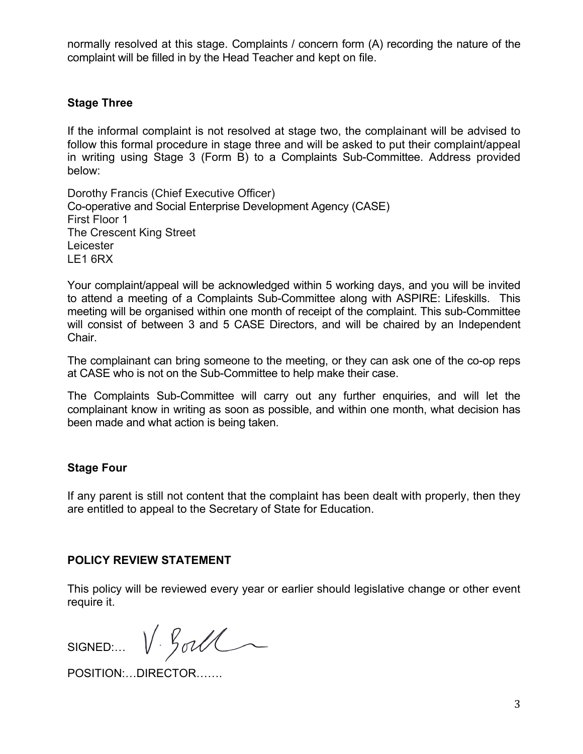normally resolved at this stage. Complaints / concern form (A) recording the nature of the complaint will be filled in by the Head Teacher and kept on file.

**Stage Three**

If the informal complaint is not resolved at stage two, the complainant will be advised to follow this formal procedure in stage three and will be asked to put their complaint/appeal in writing using Stage 3 (Form B) to a Complaints Sub-Committee. Address provided below:

Dorothy Francis (Chief Executive Officer)
Co-operative and Social Enterprise Development Agency (CASE)
First Floor 1
The Crescent King Street
Leicester
LE1 6RX

Your complaint/appeal will be acknowledged within 5 working days, and you will be invited to attend a meeting of a Complaints Sub-Committee along with ASPIRE: Lifeskills. This meeting will be organised within one month of receipt of the complaint. This sub-Committee will consist of between 3 and 5 CASE Directors, and will be chaired by an Independent Chair.

The complainant can bring someone to the meeting, or they can ask one of the co-op reps at CASE who is not on the Sub-Committee to help make their case.

The Complaints Sub-Committee will carry out any further enquiries, and will let the complainant know in writing as soon as possible, and within one month, what decision has been made and what action is being taken.

**Stage Four**

If any parent is still not content that the complaint has been dealt with properly, then they are entitled to appeal to the Secretary of State for Education.

**POLICY REVIEW STATEMENT**

This policy will be reviewed every year or earlier should legislative change or other event require it.

SIGNED:… V. Boll

POSITION:…DIRECTOR…….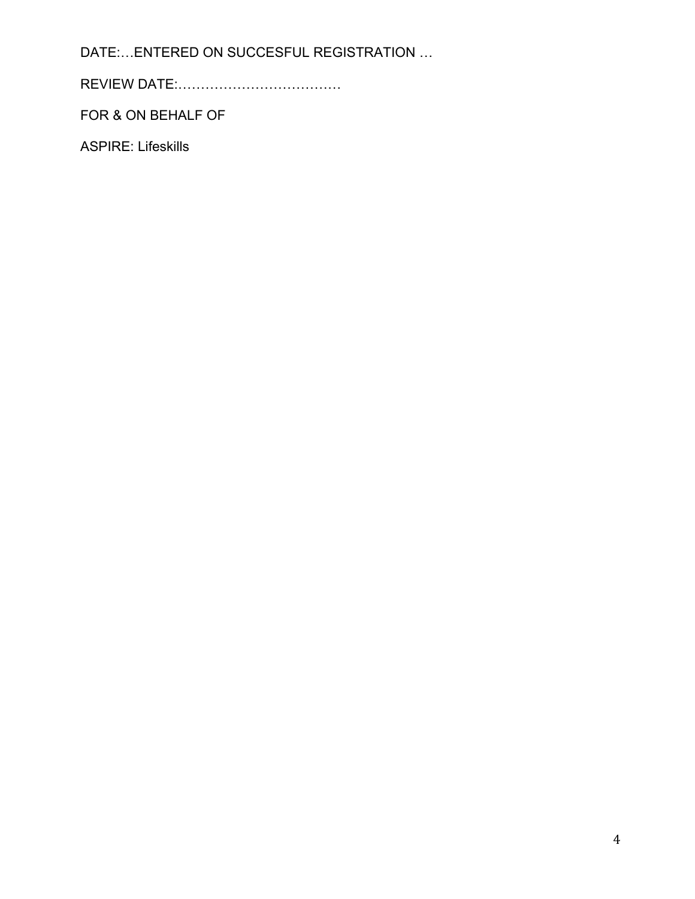DATE:…ENTERED ON SUCCESFUL REGISTRATION …

REVIEW DATE:………………………………

FOR & ON BEHALF OF

ASPIRE: Lifeskills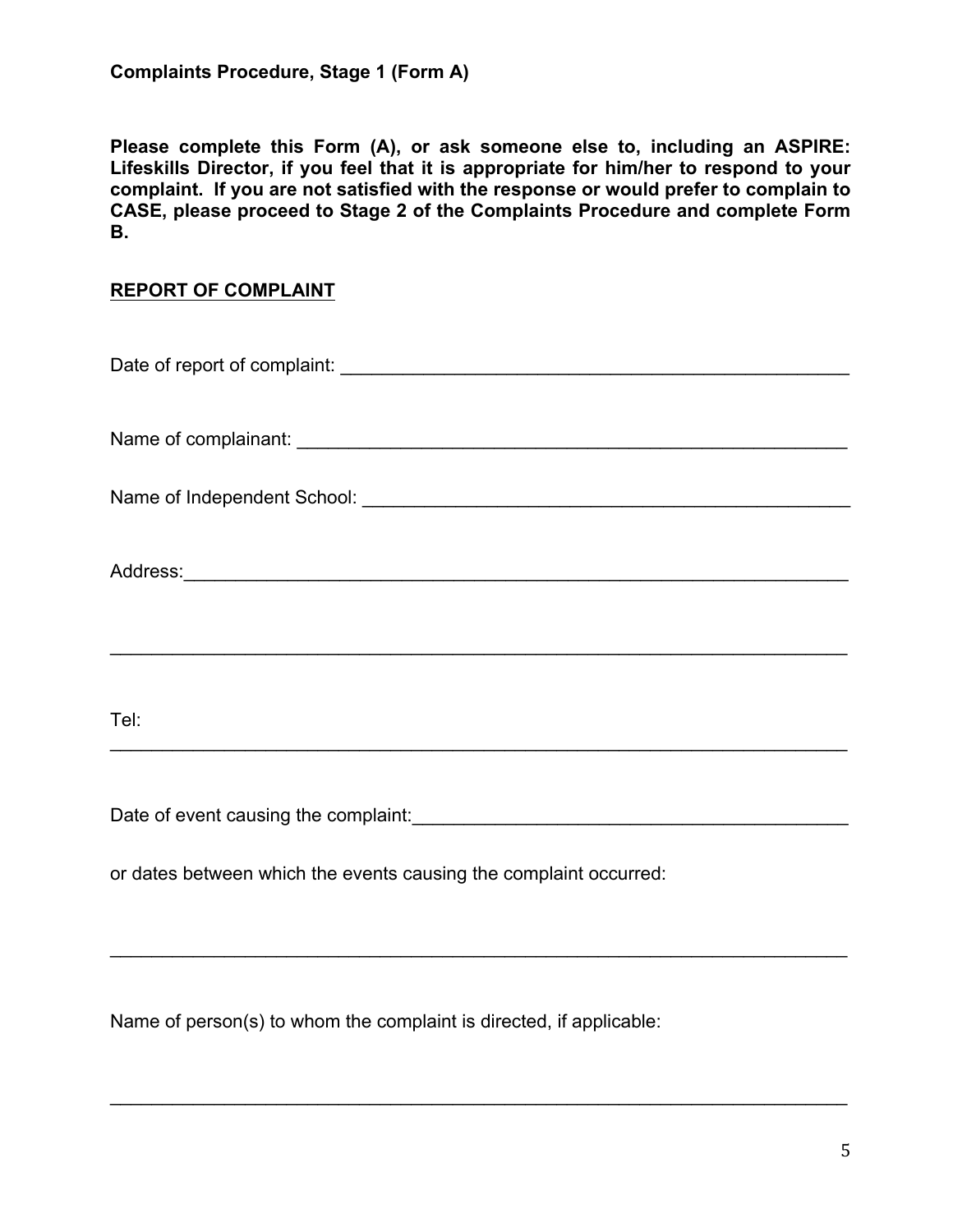**Complaints Procedure, Stage 1 (Form A)**

**Please complete this Form (A), or ask someone else to, including an ASPIRE: Lifeskills Director, if you feel that it is appropriate for him/her to respond to your complaint. If you are not satisfied with the response or would prefer to complain to CASE, please proceed to Stage 2 of the Complaints Procedure and complete Form B.**

## REPORT OF COMPLAINT

Date of report of complaint: ___________________________________________________

Name of complainant: ______________________________________________________

Name of Independent School: _________________________________________________

Address:_________________________________________________________________

_______________________________________________________________________

Tel:

_______________________________________________________________________

Date of event causing the complaint:____________________________________________

or dates between which the events causing the complaint occurred:

_______________________________________________________________________

Name of person(s) to whom the complaint is directed, if applicable:

_______________________________________________________________________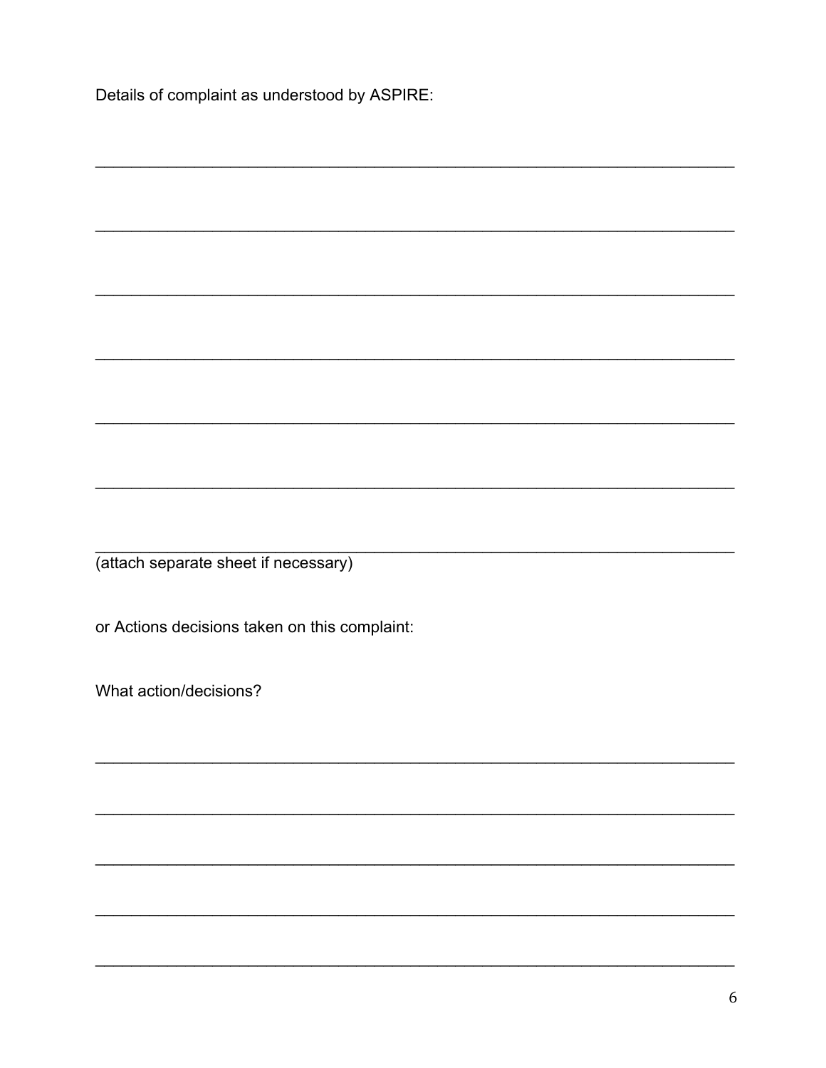Details of complaint as understood by ASPIRE:

______________________________________________________________________

______________________________________________________________________

______________________________________________________________________

______________________________________________________________________

______________________________________________________________________

______________________________________________________________________

______________________________________________________________________

(attach separate sheet if necessary)

or Actions decisions taken on this complaint:

What action/decisions?

______________________________________________________________________

______________________________________________________________________

______________________________________________________________________

______________________________________________________________________

______________________________________________________________________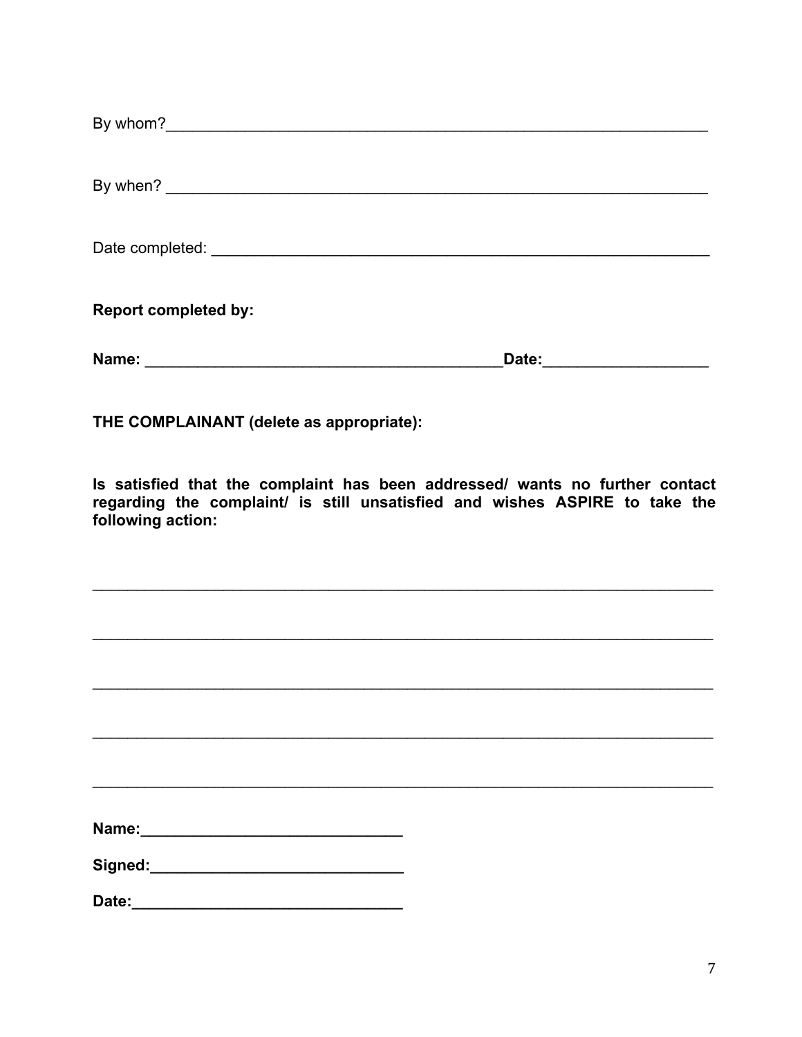By whom?________________________________________________________________

By when? ________________________________________________________________

Date completed: __________________________________________________________

**Report completed by:**

**Name:** ______________________________________**Date:**__________________

**THE COMPLAINANT (delete as appropriate):**

**Is satisfied that the complaint has been addressed/ wants no further contact regarding the complaint/ is still unsatisfied and wishes ASPIRE to take the following action:**

______________________________________________________________________

______________________________________________________________________

______________________________________________________________________

______________________________________________________________________

______________________________________________________________________

**Name:**_____________________________

**Signed:**____________________________

**Date:**______________________________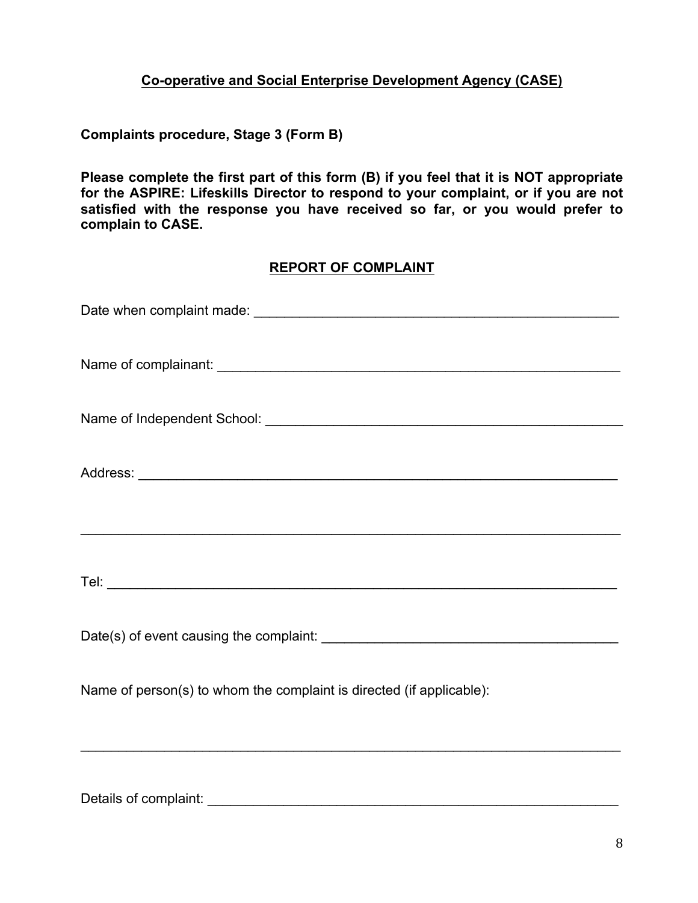**Co-operative and Social Enterprise Development Agency (CASE)**

**Complaints procedure, Stage 3 (Form B)**

**Please complete the first part of this form (B) if you feel that it is NOT appropriate for the ASPIRE: Lifeskills Director to respond to your complaint, or if you are not satisfied with the response you have received so far, or you would prefer to complain to CASE.**

**REPORT OF COMPLAINT**

Date when complaint made: ___________________________________________________

Name of complainant: _______________________________________________________

Name of Independent School: _________________________________________________

Address: _________________________________________________________________

_______________________________________________________________________

Tel: ____________________________________________________________________

Date(s) of event causing the complaint: _________________________________________

Name of person(s) to whom the complaint is directed (if applicable):

_______________________________________________________________________

Details of complaint: ________________________________________________________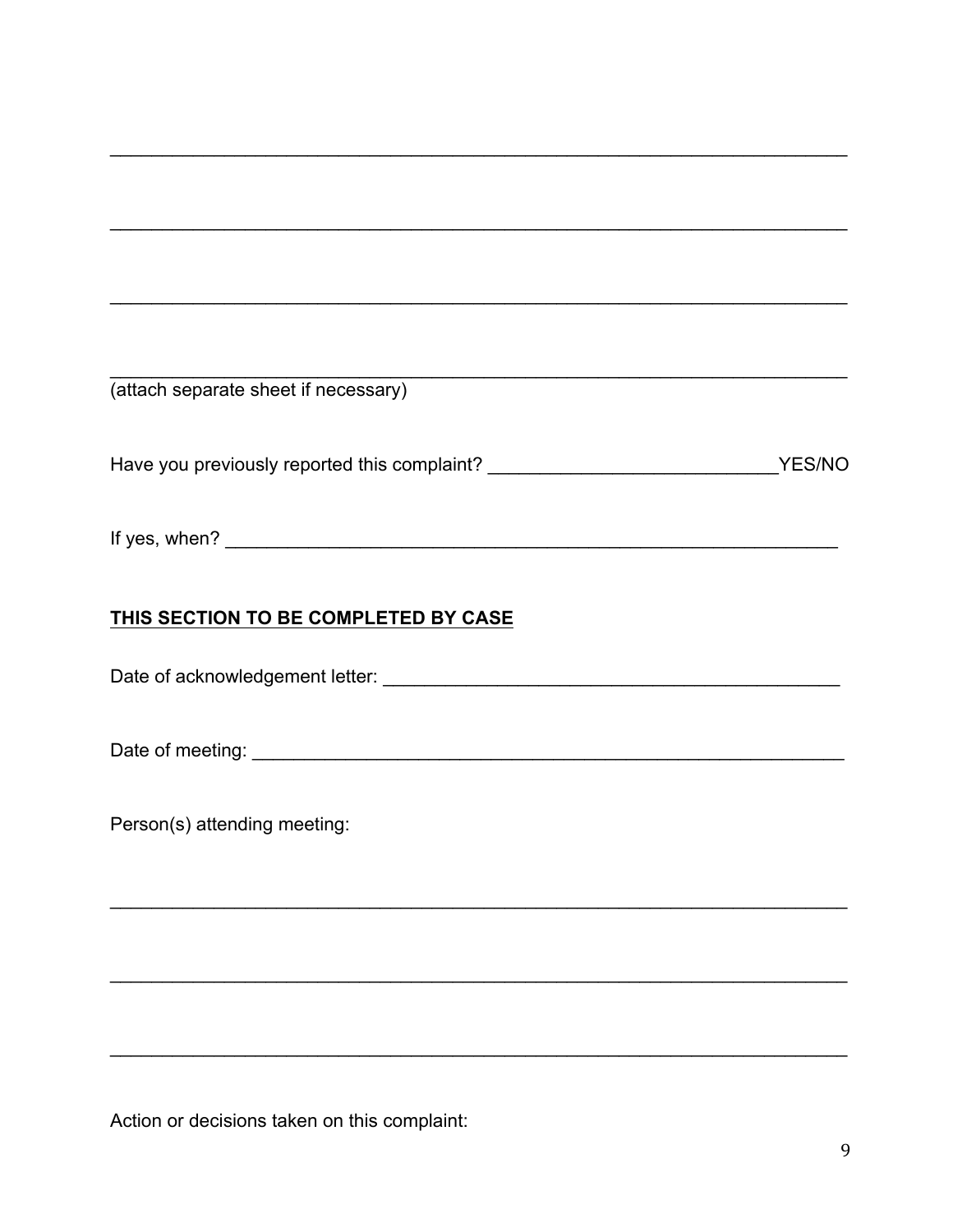\_\_\_\_\_\_\_\_\_\_\_\_\_\_\_\_\_\_\_\_\_\_\_\_\_\_\_\_\_\_\_\_\_\_\_\_\_\_\_\_\_\_\_\_\_\_\_\_\_\_\_\_\_\_\_\_\_\_\_\_\_\_\_\_\_\_\_\_\_\_

\_\_\_\_\_\_\_\_\_\_\_\_\_\_\_\_\_\_\_\_\_\_\_\_\_\_\_\_\_\_\_\_\_\_\_\_\_\_\_\_\_\_\_\_\_\_\_\_\_\_\_\_\_\_\_\_\_\_\_\_\_\_\_\_\_\_\_\_\_\_

\_\_\_\_\_\_\_\_\_\_\_\_\_\_\_\_\_\_\_\_\_\_\_\_\_\_\_\_\_\_\_\_\_\_\_\_\_\_\_\_\_\_\_\_\_\_\_\_\_\_\_\_\_\_\_\_\_\_\_\_\_\_\_\_\_\_\_\_\_\_

\_\_\_\_\_\_\_\_\_\_\_\_\_\_\_\_\_\_\_\_\_\_\_\_\_\_\_\_\_\_\_\_\_\_\_\_\_\_\_\_\_\_\_\_\_\_\_\_\_\_\_\_\_\_\_\_\_\_\_\_\_\_\_\_\_\_\_\_\_\_
(attach separate sheet if necessary)

Have you previously reported this complaint? \_\_\_\_\_\_\_\_\_\_\_\_\_\_\_\_\_\_\_\_\_\_\_\_\_\_\_\_YES/NO

If yes, when? \_\_\_\_\_\_\_\_\_\_\_\_\_\_\_\_\_\_\_\_\_\_\_\_\_\_\_\_\_\_\_\_\_\_\_\_\_\_\_\_\_\_\_\_\_\_\_\_\_\_\_\_\_\_\_\_\_\_\_

**THIS SECTION TO BE COMPLETED BY CASE**

Date of acknowledgement letter: \_\_\_\_\_\_\_\_\_\_\_\_\_\_\_\_\_\_\_\_\_\_\_\_\_\_\_\_\_\_\_\_\_\_\_\_\_\_\_\_\_\_\_\_

Date of meeting: \_\_\_\_\_\_\_\_\_\_\_\_\_\_\_\_\_\_\_\_\_\_\_\_\_\_\_\_\_\_\_\_\_\_\_\_\_\_\_\_\_\_\_\_\_\_\_\_\_\_\_\_\_\_\_\_\_\_\_

Person(s) attending meeting:

\_\_\_\_\_\_\_\_\_\_\_\_\_\_\_\_\_\_\_\_\_\_\_\_\_\_\_\_\_\_\_\_\_\_\_\_\_\_\_\_\_\_\_\_\_\_\_\_\_\_\_\_\_\_\_\_\_\_\_\_\_\_\_\_\_\_\_\_\_\_

\_\_\_\_\_\_\_\_\_\_\_\_\_\_\_\_\_\_\_\_\_\_\_\_\_\_\_\_\_\_\_\_\_\_\_\_\_\_\_\_\_\_\_\_\_\_\_\_\_\_\_\_\_\_\_\_\_\_\_\_\_\_\_\_\_\_\_\_\_\_

\_\_\_\_\_\_\_\_\_\_\_\_\_\_\_\_\_\_\_\_\_\_\_\_\_\_\_\_\_\_\_\_\_\_\_\_\_\_\_\_\_\_\_\_\_\_\_\_\_\_\_\_\_\_\_\_\_\_\_\_\_\_\_\_\_\_\_\_\_\_

Action or decisions taken on this complaint: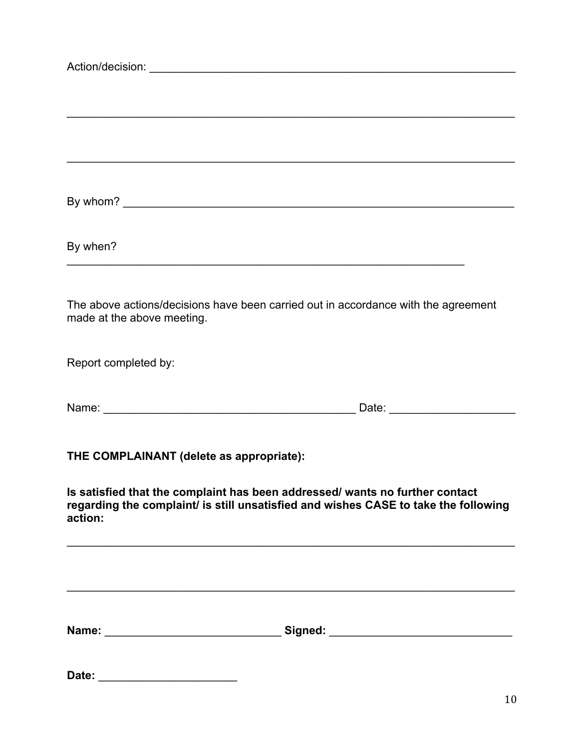Action/decision: ___________________________________________________________

___________________________________________________________________________

___________________________________________________________________________

By whom? ________________________________________________________________

By when?
_________________________________________________________________

The above actions/decisions have been carried out in accordance with the agreement made at the above meeting.

Report completed by:

Name: ________________________________________ Date: ____________________

**THE COMPLAINANT (delete as appropriate):**

**Is satisfied that the complaint has been addressed/ wants no further contact regarding the complaint/ is still unsatisfied and wishes CASE to take the following action:**

___________________________________________________________________________

___________________________________________________________________________

**Name:** ____________________________ **Signed:** _____________________________

**Date:** ______________________